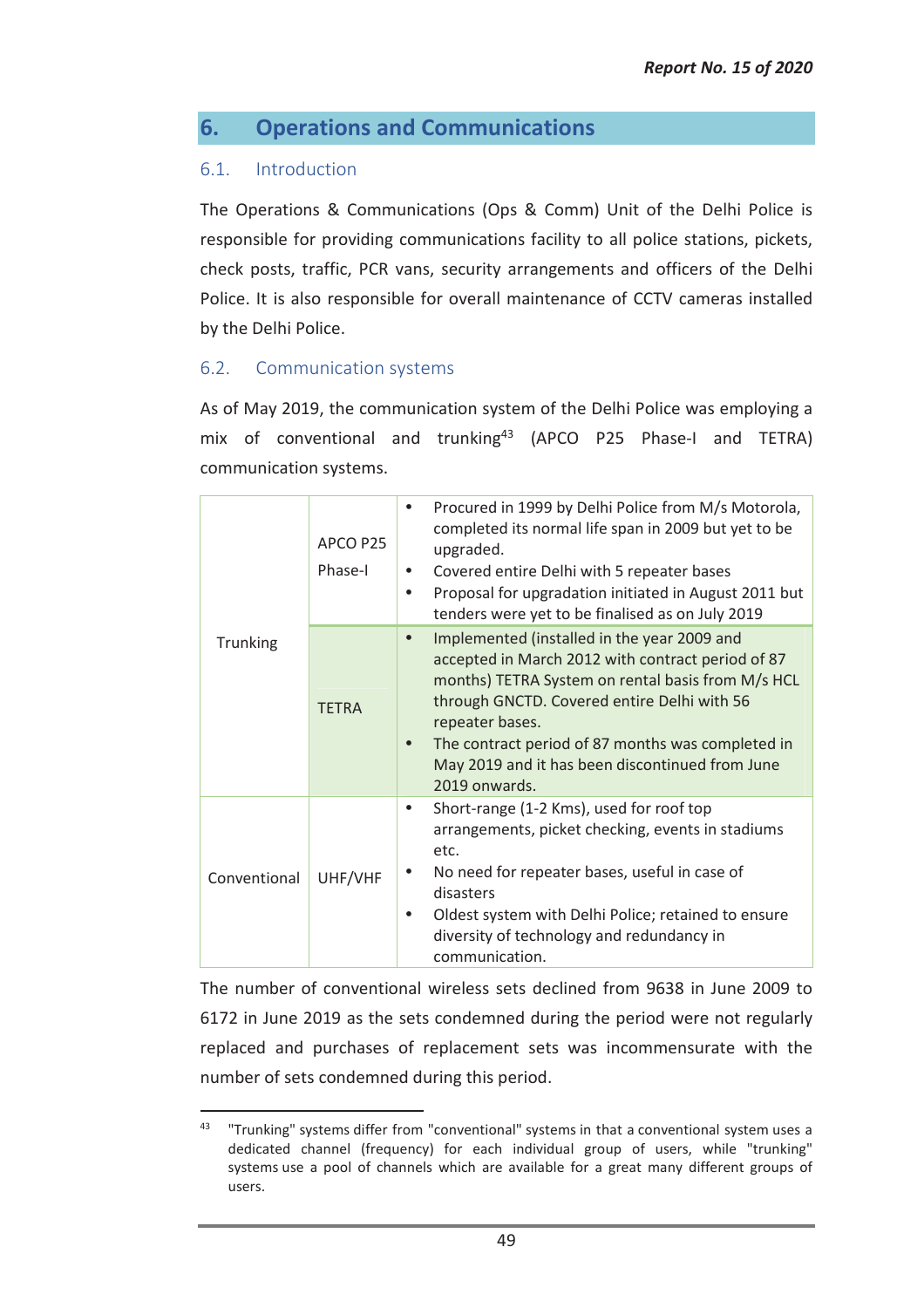# 6. Operations and Communications

## 6.1. Introduction

The Operations & Communications (Ops & Comm) Unit of the Delhi Police is responsible for providing communications facility to all police stations, pickets, check posts, traffic, PCR vans, security arrangements and officers of the Delhi Police. It is also responsible for overall maintenance of CCTV cameras installed by the Delhi Police.

## 6.2. Communication systems

As of May 2019, the communication system of the Delhi Police was employing a mix of conventional and trunking[43] (APCO P25 Phase-I and TETRA) communication systems.

| | | |
|---|---|---|
| Trunking | APCO P25 Phase-I | • Procured in 1999 by Delhi Police from M/s Motorola, completed its normal life span in 2009 but yet to be upgraded.<br>• Covered entire Delhi with 5 repeater bases<br>• Proposal for upgradation initiated in August 2011 but tenders were yet to be finalised as on July 2019 |
| | TETRA | • Implemented (installed in the year 2009 and accepted in March 2012 with contract period of 87 months) TETRA System on rental basis from M/s HCL through GNCTD. Covered entire Delhi with 56 repeater bases.<br>• The contract period of 87 months was completed in May 2019 and it has been discontinued from June 2019 onwards. |
| Conventional | UHF/VHF | • Short-range (1-2 Kms), used for roof top arrangements, picket checking, events in stadiums etc.<br>• No need for repeater bases, useful in case of disasters<br>• Oldest system with Delhi Police; retained to ensure diversity of technology and redundancy in communication. |

The number of conventional wireless sets declined from 9638 in June 2009 to 6172 in June 2019 as the sets condemned during the period were not regularly replaced and purchases of replacement sets was incommensurate with the number of sets condemned during this period.

---

[43] "Trunking" systems differ from "conventional" systems in that a conventional system uses a dedicated channel (frequency) for each individual group of users, while "trunking" systems use a pool of channels which are available for a great many different groups of users.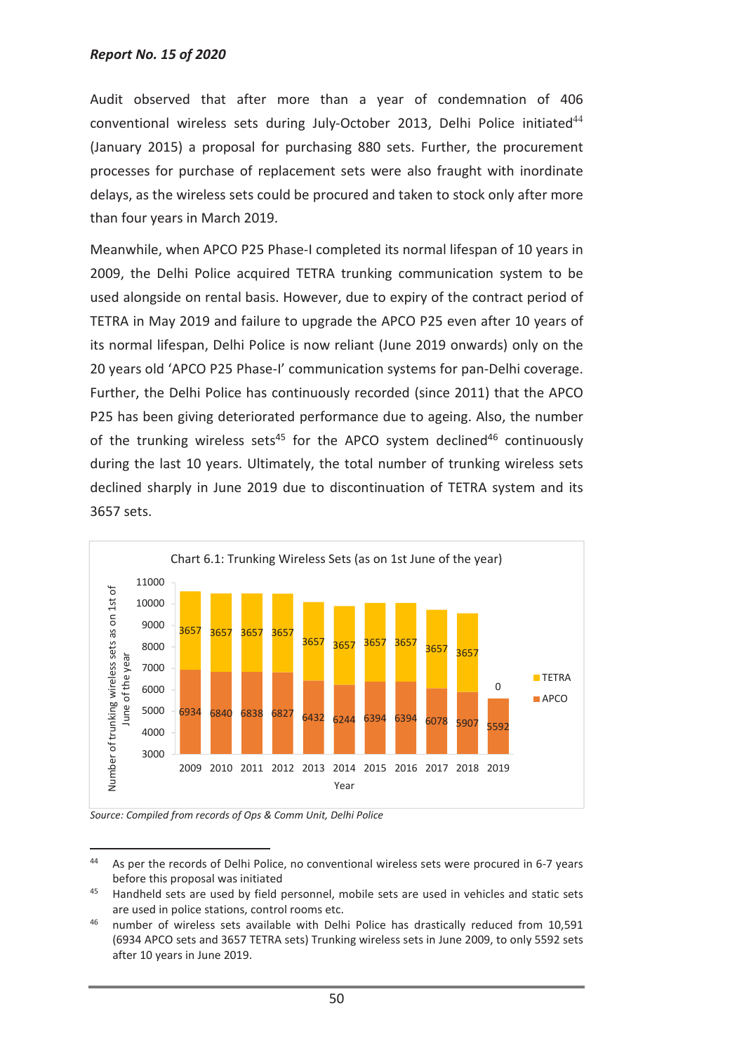Audit observed that after more than a year of condemnation of 406 conventional wireless sets during July-October 2013, Delhi Police initiated[44] (January 2015) a proposal for purchasing 880 sets. Further, the procurement processes for purchase of replacement sets were also fraught with inordinate delays, as the wireless sets could be procured and taken to stock only after more than four years in March 2019.

Meanwhile, when APCO P25 Phase-I completed its normal lifespan of 10 years in 2009, the Delhi Police acquired TETRA trunking communication system to be used alongside on rental basis. However, due to expiry of the contract period of TETRA in May 2019 and failure to upgrade the APCO P25 even after 10 years of its normal lifespan, Delhi Police is now reliant (June 2019 onwards) only on the 20 years old 'APCO P25 Phase-I' communication systems for pan-Delhi coverage. Further, the Delhi Police has continuously recorded (since 2011) that the APCO P25 has been giving deteriorated performance due to ageing. Also, the number of the trunking wireless sets[45] for the APCO system declined[46] continuously during the last 10 years. Ultimately, the total number of trunking wireless sets declined sharply in June 2019 due to discontinuation of TETRA system and its 3657 sets.

Chart 6.1: Trunking Wireless Sets (as on 1st June of the year)

| Year | APCO | TETRA |
|---|---|---|
| 2009 | 6934 | 3657 |
| 2010 | 6840 | 3657 |
| 2011 | 6838 | 3657 |
| 2012 | 6827 | 3657 |
| 2013 | 6432 | 3657 |
| 2014 | 6244 | 3657 |
| 2015 | 6394 | 3657 |
| 2016 | 6394 | 3657 |
| 2017 | 6078 | 3657 |
| 2018 | 5907 | 3657 |
| 2019 | 5592 | 0 |

*Source: Compiled from records of Ops & Comm Unit, Delhi Police*

---

[44] As per the records of Delhi Police, no conventional wireless sets were procured in 6-7 years before this proposal was initiated

[45] Handheld sets are used by field personnel, mobile sets are used in vehicles and static sets are used in police stations, control rooms etc.

[46] number of wireless sets available with Delhi Police has drastically reduced from 10,591 (6934 APCO sets and 3657 TETRA sets) Trunking wireless sets in June 2009, to only 5592 sets after 10 years in June 2019.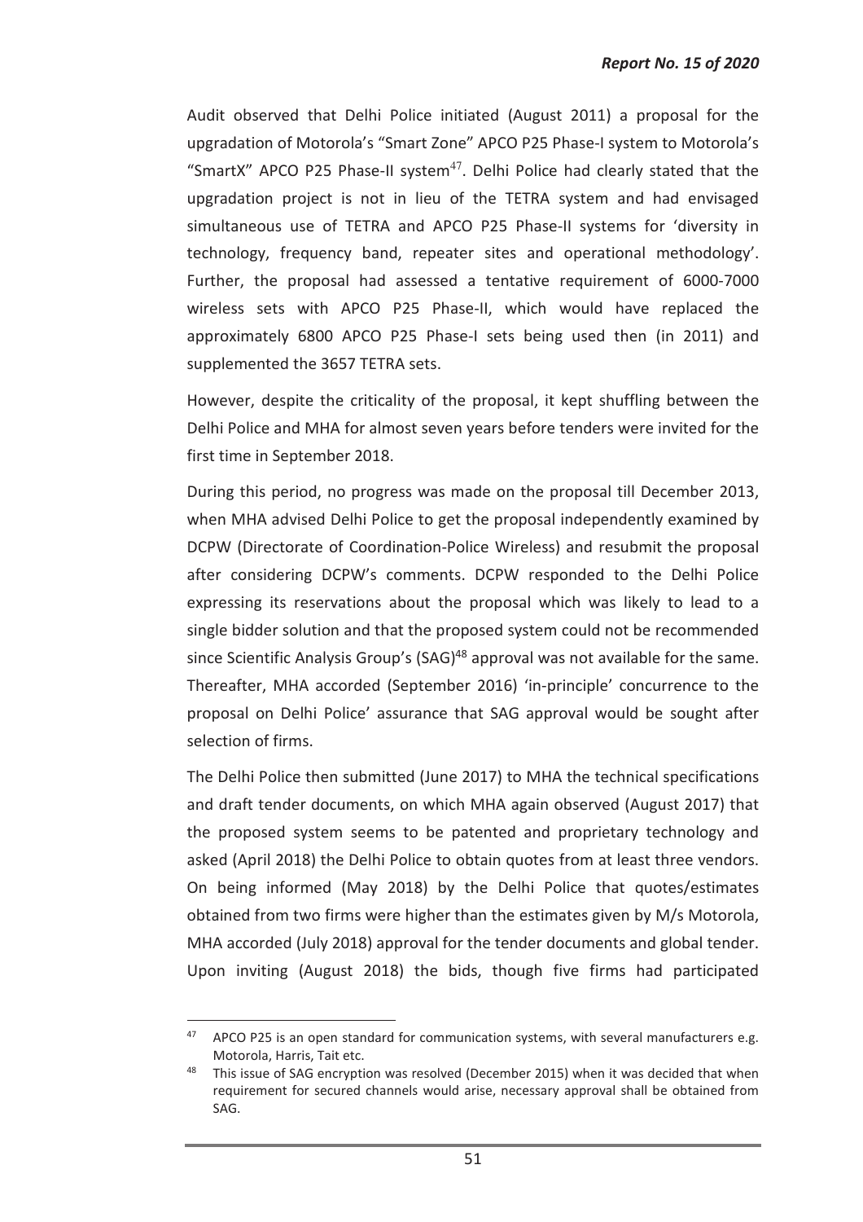Audit observed that Delhi Police initiated (August 2011) a proposal for the upgradation of Motorola's "Smart Zone" APCO P25 Phase-I system to Motorola's "SmartX" APCO P25 Phase-II system[47]. Delhi Police had clearly stated that the upgradation project is not in lieu of the TETRA system and had envisaged simultaneous use of TETRA and APCO P25 Phase-II systems for 'diversity in technology, frequency band, repeater sites and operational methodology'. Further, the proposal had assessed a tentative requirement of 6000-7000 wireless sets with APCO P25 Phase-II, which would have replaced the approximately 6800 APCO P25 Phase-I sets being used then (in 2011) and supplemented the 3657 TETRA sets.

However, despite the criticality of the proposal, it kept shuffling between the Delhi Police and MHA for almost seven years before tenders were invited for the first time in September 2018.

During this period, no progress was made on the proposal till December 2013, when MHA advised Delhi Police to get the proposal independently examined by DCPW (Directorate of Coordination-Police Wireless) and resubmit the proposal after considering DCPW's comments. DCPW responded to the Delhi Police expressing its reservations about the proposal which was likely to lead to a single bidder solution and that the proposed system could not be recommended since Scientific Analysis Group's (SAG)[48] approval was not available for the same. Thereafter, MHA accorded (September 2016) 'in-principle' concurrence to the proposal on Delhi Police' assurance that SAG approval would be sought after selection of firms.

The Delhi Police then submitted (June 2017) to MHA the technical specifications and draft tender documents, on which MHA again observed (August 2017) that the proposed system seems to be patented and proprietary technology and asked (April 2018) the Delhi Police to obtain quotes from at least three vendors. On being informed (May 2018) by the Delhi Police that quotes/estimates obtained from two firms were higher than the estimates given by M/s Motorola, MHA accorded (July 2018) approval for the tender documents and global tender. Upon inviting (August 2018) the bids, though five firms had participated

---

[47] APCO P25 is an open standard for communication systems, with several manufacturers e.g. Motorola, Harris, Tait etc.

[48] This issue of SAG encryption was resolved (December 2015) when it was decided that when requirement for secured channels would arise, necessary approval shall be obtained from SAG.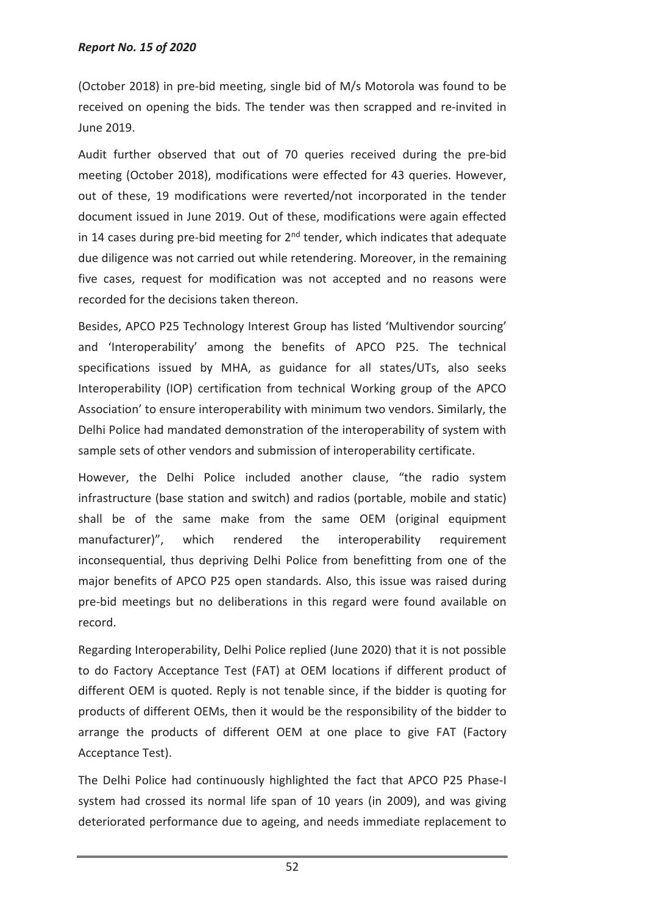(October 2018) in pre-bid meeting, single bid of M/s Motorola was found to be received on opening the bids. The tender was then scrapped and re-invited in June 2019.

Audit further observed that out of 70 queries received during the pre-bid meeting (October 2018), modifications were effected for 43 queries. However, out of these, 19 modifications were reverted/not incorporated in the tender document issued in June 2019. Out of these, modifications were again effected in 14 cases during pre-bid meeting for 2nd tender, which indicates that adequate due diligence was not carried out while retendering. Moreover, in the remaining five cases, request for modification was not accepted and no reasons were recorded for the decisions taken thereon.

Besides, APCO P25 Technology Interest Group has listed 'Multivendor sourcing' and 'Interoperability' among the benefits of APCO P25. The technical specifications issued by MHA, as guidance for all states/UTs, also seeks Interoperability (IOP) certification from technical Working group of the APCO Association' to ensure interoperability with minimum two vendors. Similarly, the Delhi Police had mandated demonstration of the interoperability of system with sample sets of other vendors and submission of interoperability certificate.

However, the Delhi Police included another clause, "the radio system infrastructure (base station and switch) and radios (portable, mobile and static) shall be of the same make from the same OEM (original equipment manufacturer)", which rendered the interoperability requirement inconsequential, thus depriving Delhi Police from benefitting from one of the major benefits of APCO P25 open standards. Also, this issue was raised during pre-bid meetings but no deliberations in this regard were found available on record.

Regarding Interoperability, Delhi Police replied (June 2020) that it is not possible to do Factory Acceptance Test (FAT) at OEM locations if different product of different OEM is quoted. Reply is not tenable since, if the bidder is quoting for products of different OEMs, then it would be the responsibility of the bidder to arrange the products of different OEM at one place to give FAT (Factory Acceptance Test).

The Delhi Police had continuously highlighted the fact that APCO P25 Phase-I system had crossed its normal life span of 10 years (in 2009), and was giving deteriorated performance due to ageing, and needs immediate replacement to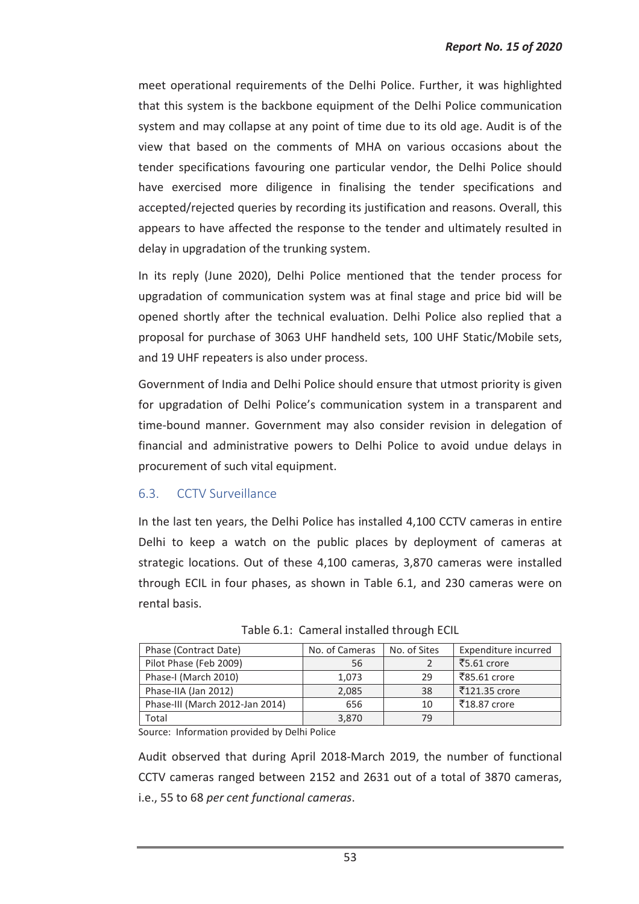meet operational requirements of the Delhi Police. Further, it was highlighted that this system is the backbone equipment of the Delhi Police communication system and may collapse at any point of time due to its old age. Audit is of the view that based on the comments of MHA on various occasions about the tender specifications favouring one particular vendor, the Delhi Police should have exercised more diligence in finalising the tender specifications and accepted/rejected queries by recording its justification and reasons. Overall, this appears to have affected the response to the tender and ultimately resulted in delay in upgradation of the trunking system.

In its reply (June 2020), Delhi Police mentioned that the tender process for upgradation of communication system was at final stage and price bid will be opened shortly after the technical evaluation. Delhi Police also replied that a proposal for purchase of 3063 UHF handheld sets, 100 UHF Static/Mobile sets, and 19 UHF repeaters is also under process.

Government of India and Delhi Police should ensure that utmost priority is given for upgradation of Delhi Police's communication system in a transparent and time-bound manner. Government may also consider revision in delegation of financial and administrative powers to Delhi Police to avoid undue delays in procurement of such vital equipment.

## 6.3. CCTV Surveillance

In the last ten years, the Delhi Police has installed 4,100 CCTV cameras in entire Delhi to keep a watch on the public places by deployment of cameras at strategic locations. Out of these 4,100 cameras, 3,870 cameras were installed through ECIL in four phases, as shown in Table 6.1, and 230 cameras were on rental basis.

Table 6.1: Cameral installed through ECIL

| Phase (Contract Date) | No. of Cameras | No. of Sites | Expenditure incurred |
|---|---|---|---|
| Pilot Phase (Feb 2009) | 56 | 2 | ₹5.61 crore |
| Phase-I (March 2010) | 1,073 | 29 | ₹85.61 crore |
| Phase-IIA (Jan 2012) | 2,085 | 38 | ₹121.35 crore |
| Phase-III (March 2012-Jan 2014) | 656 | 10 | ₹18.87 crore |
| Total | 3,870 | 79 | |

Source: Information provided by Delhi Police

Audit observed that during April 2018-March 2019, the number of functional CCTV cameras ranged between 2152 and 2631 out of a total of 3870 cameras, i.e., 55 to 68 *per cent functional cameras*.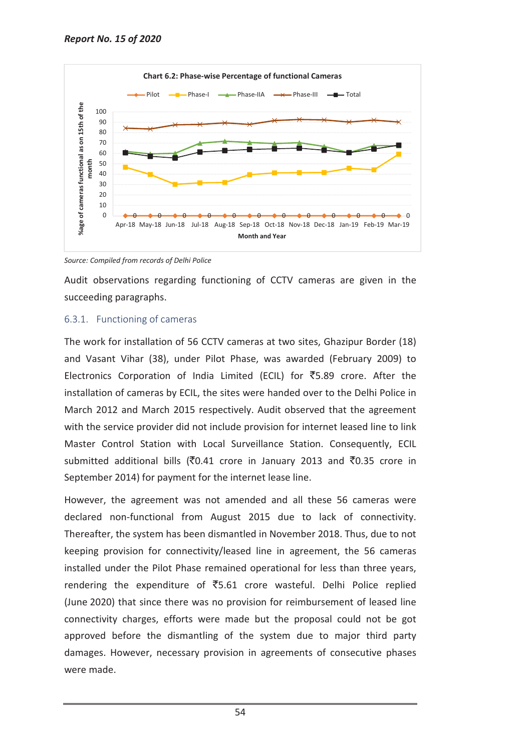**Chart 6.2: Phase-wise Percentage of functional Cameras**

Source: Compiled from records of Delhi Police

Audit observations regarding functioning of CCTV cameras are given in the succeeding paragraphs.

### 6.3.1. Functioning of cameras

The work for installation of 56 CCTV cameras at two sites, Ghazipur Border (18) and Vasant Vihar (38), under Pilot Phase, was awarded (February 2009) to Electronics Corporation of India Limited (ECIL) for ₹5.89 crore. After the installation of cameras by ECIL, the sites were handed over to the Delhi Police in March 2012 and March 2015 respectively. Audit observed that the agreement with the service provider did not include provision for internet leased line to link Master Control Station with Local Surveillance Station. Consequently, ECIL submitted additional bills (₹0.41 crore in January 2013 and ₹0.35 crore in September 2014) for payment for the internet lease line.

However, the agreement was not amended and all these 56 cameras were declared non-functional from August 2015 due to lack of connectivity. Thereafter, the system has been dismantled in November 2018. Thus, due to not keeping provision for connectivity/leased line in agreement, the 56 cameras installed under the Pilot Phase remained operational for less than three years, rendering the expenditure of ₹5.61 crore wasteful. Delhi Police replied (June 2020) that since there was no provision for reimbursement of leased line connectivity charges, efforts were made but the proposal could not be got approved before the dismantling of the system due to major third party damages. However, necessary provision in agreements of consecutive phases were made.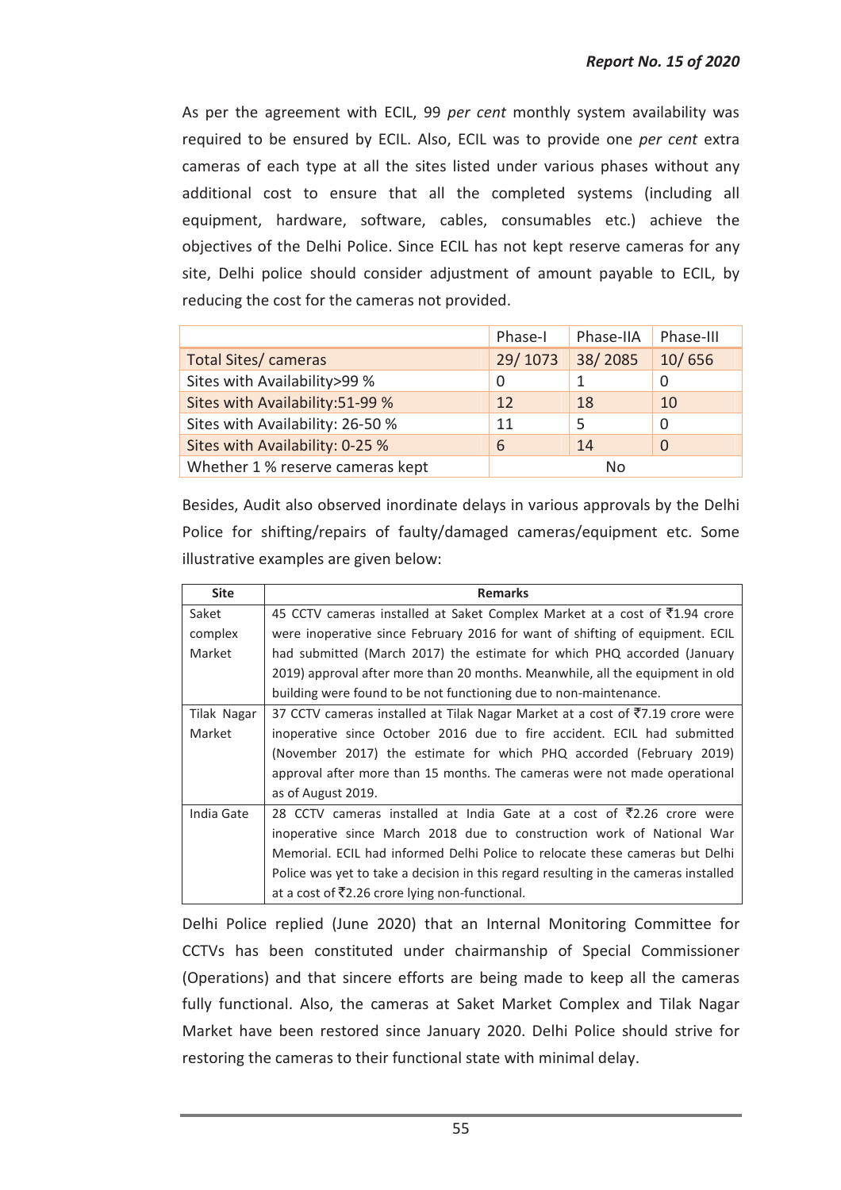As per the agreement with ECIL, 99 *per cent* monthly system availability was required to be ensured by ECIL. Also, ECIL was to provide one *per cent* extra cameras of each type at all the sites listed under various phases without any additional cost to ensure that all the completed systems (including all equipment, hardware, software, cables, consumables etc.) achieve the objectives of the Delhi Police. Since ECIL has not kept reserve cameras for any site, Delhi police should consider adjustment of amount payable to ECIL, by reducing the cost for the cameras not provided.

| | Phase-I | Phase-IIA | Phase-III |
|---|---|---|---|
| Total Sites/ cameras | 29/ 1073 | 38/ 2085 | 10/ 656 |
| Sites with Availability>99 % | 0 | 1 | 0 |
| Sites with Availability:51-99 % | 12 | 18 | 10 |
| Sites with Availability: 26-50 % | 11 | 5 | 0 |
| Sites with Availability: 0-25 % | 6 | 14 | 0 |
| Whether 1 % reserve cameras kept | No | | |

Besides, Audit also observed inordinate delays in various approvals by the Delhi Police for shifting/repairs of faulty/damaged cameras/equipment etc. Some illustrative examples are given below:

| Site | Remarks |
|---|---|
| Saket complex Market | 45 CCTV cameras installed at Saket Complex Market at a cost of ₹1.94 crore were inoperative since February 2016 for want of shifting of equipment. ECIL had submitted (March 2017) the estimate for which PHQ accorded (January 2019) approval after more than 20 months. Meanwhile, all the equipment in old building were found to be not functioning due to non-maintenance. |
| Tilak Nagar Market | 37 CCTV cameras installed at Tilak Nagar Market at a cost of ₹7.19 crore were inoperative since October 2016 due to fire accident. ECIL had submitted (November 2017) the estimate for which PHQ accorded (February 2019) approval after more than 15 months. The cameras were not made operational as of August 2019. |
| India Gate | 28 CCTV cameras installed at India Gate at a cost of ₹2.26 crore were inoperative since March 2018 due to construction work of National War Memorial. ECIL had informed Delhi Police to relocate these cameras but Delhi Police was yet to take a decision in this regard resulting in the cameras installed at a cost of ₹2.26 crore lying non-functional. |

Delhi Police replied (June 2020) that an Internal Monitoring Committee for CCTVs has been constituted under chairmanship of Special Commissioner (Operations) and that sincere efforts are being made to keep all the cameras fully functional. Also, the cameras at Saket Market Complex and Tilak Nagar Market have been restored since January 2020. Delhi Police should strive for restoring the cameras to their functional state with minimal delay.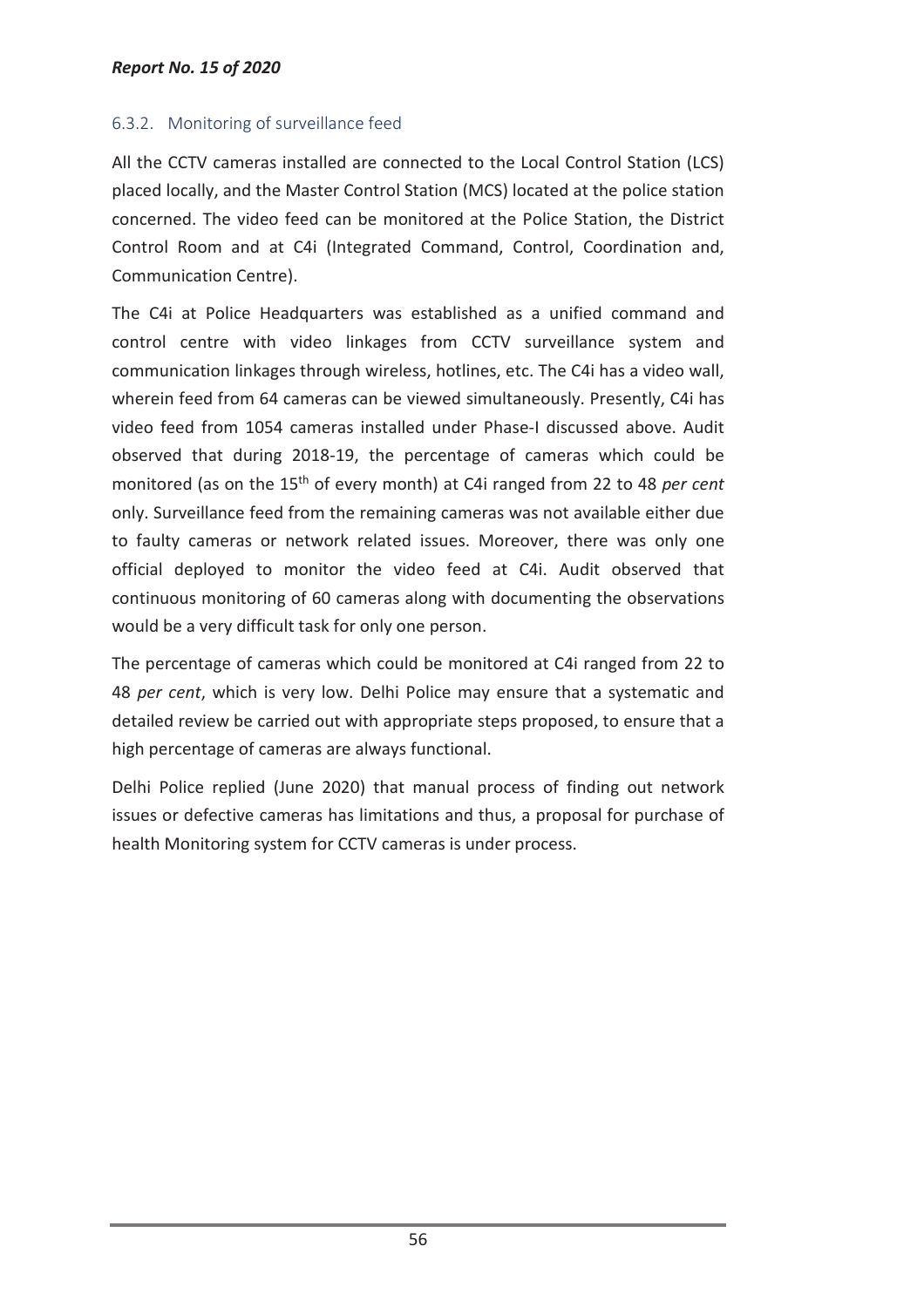### 6.3.2. Monitoring of surveillance feed

All the CCTV cameras installed are connected to the Local Control Station (LCS) placed locally, and the Master Control Station (MCS) located at the police station concerned. The video feed can be monitored at the Police Station, the District Control Room and at C4i (Integrated Command, Control, Coordination and, Communication Centre).

The C4i at Police Headquarters was established as a unified command and control centre with video linkages from CCTV surveillance system and communication linkages through wireless, hotlines, etc. The C4i has a video wall, wherein feed from 64 cameras can be viewed simultaneously. Presently, C4i has video feed from 1054 cameras installed under Phase-I discussed above. Audit observed that during 2018-19, the percentage of cameras which could be monitored (as on the 15th of every month) at C4i ranged from 22 to 48 *per cent* only. Surveillance feed from the remaining cameras was not available either due to faulty cameras or network related issues. Moreover, there was only one official deployed to monitor the video feed at C4i. Audit observed that continuous monitoring of 60 cameras along with documenting the observations would be a very difficult task for only one person.

The percentage of cameras which could be monitored at C4i ranged from 22 to 48 *per cent*, which is very low. Delhi Police may ensure that a systematic and detailed review be carried out with appropriate steps proposed, to ensure that a high percentage of cameras are always functional.

Delhi Police replied (June 2020) that manual process of finding out network issues or defective cameras has limitations and thus, a proposal for purchase of health Monitoring system for CCTV cameras is under process.